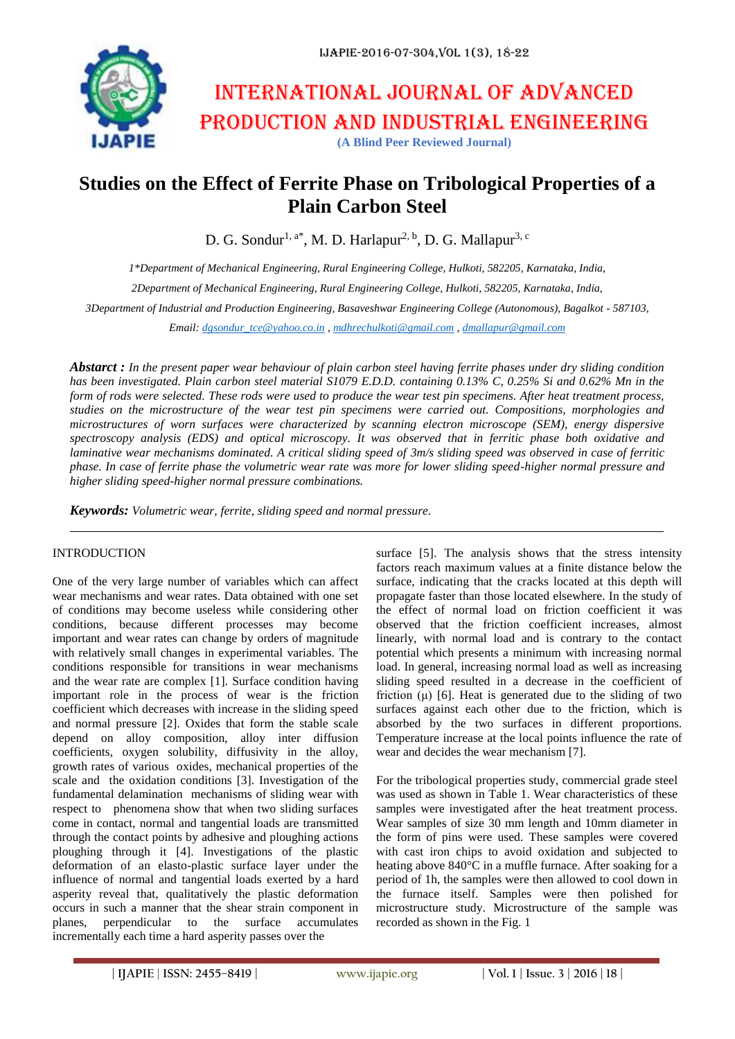# Studies on the Effect of Ferrite Phase on Tribological Properties of a Plain Carbon Steel

D. G. Sondur[1, a*], M. D. Harlapur[2, b], D. G. Mallapur[3, c]

*1\*Department of Mechanical Engineering, Rural Engineering College, Hulkoti, 582205, Karnataka, India,*

*2Department of Mechanical Engineering, Rural Engineering College, Hulkoti, 582205, Karnataka, India,*

*3Department of Industrial and Production Engineering, Basaveshwar Engineering College (Autonomous), Bagalkot - 587103,*

*Email: dgsondur_tce@yahoo.co.in , mdhrechulkoti@gmail.com , dmallapur@gmail.com*

***Abstract :*** *In the present paper wear behaviour of plain carbon steel having ferrite phases under dry sliding condition has been investigated. Plain carbon steel material S1079 E.D.D. containing 0.13% C, 0.25% Si and 0.62% Mn in the form of rods were selected. These rods were used to produce the wear test pin specimens. After heat treatment process, studies on the microstructure of the wear test pin specimens were carried out. Compositions, morphologies and microstructures of worn surfaces were characterized by scanning electron microscope (SEM), energy dispersive spectroscopy analysis (EDS) and optical microscopy. It was observed that in ferritic phase both oxidative and laminative wear mechanisms dominated. A critical sliding speed of 3m/s sliding speed was observed in case of ferritic phase. In case of ferrite phase the volumetric wear rate was more for lower sliding speed-higher normal pressure and higher sliding speed-higher normal pressure combinations.*

***Keywords:*** *Volumetric wear, ferrite, sliding speed and normal pressure.*

---

## INTRODUCTION

One of the very large number of variables which can affect wear mechanisms and wear rates. Data obtained with one set of conditions may become useless while considering other conditions, because different processes may become important and wear rates can change by orders of magnitude with relatively small changes in experimental variables. The conditions responsible for transitions in wear mechanisms and the wear rate are complex [1]. Surface condition having important role in the process of wear is the friction coefficient which decreases with increase in the sliding speed and normal pressure [2]. Oxides that form the stable scale depend on alloy composition, alloy inter diffusion coefficients, oxygen solubility, diffusivity in the alloy, growth rates of various oxides, mechanical properties of the scale and the oxidation conditions [3]. Investigation of the fundamental delamination mechanisms of sliding wear with respect to phenomena show that when two sliding surfaces come in contact, normal and tangential loads are transmitted through the contact points by adhesive and ploughing actions ploughing through it [4]. Investigations of the plastic deformation of an elasto-plastic surface layer under the influence of normal and tangential loads exerted by a hard asperity reveal that, qualitatively the plastic deformation occurs in such a manner that the shear strain component in planes, perpendicular to the surface accumulates incrementally each time a hard asperity passes over the surface [5]. The analysis shows that the stress intensity factors reach maximum values at a finite distance below the surface, indicating that the cracks located at this depth will propagate faster than those located elsewhere. In the study of the effect of normal load on friction coefficient it was observed that the friction coefficient increases, almost linearly, with normal load and is contrary to the contact potential which presents a minimum with increasing normal load. In general, increasing normal load as well as increasing sliding speed resulted in a decrease in the coefficient of friction ($\mu$) [6]. Heat is generated due to the sliding of two surfaces against each other due to the friction, which is absorbed by the two surfaces in different proportions. Temperature increase at the local points influence the rate of wear and decides the wear mechanism [7].

For the tribological properties study, commercial grade steel was used as shown in Table 1. Wear characteristics of these samples were investigated after the heat treatment process. Wear samples of size 30 mm length and 10mm diameter in the form of pins were used. These samples were covered with cast iron chips to avoid oxidation and subjected to heating above 840°C in a muffle furnace. After soaking for a period of 1h, the samples were then allowed to cool down in the furnace itself. Samples were then polished for microstructure study. Microstructure of the sample was recorded as shown in the Fig. 1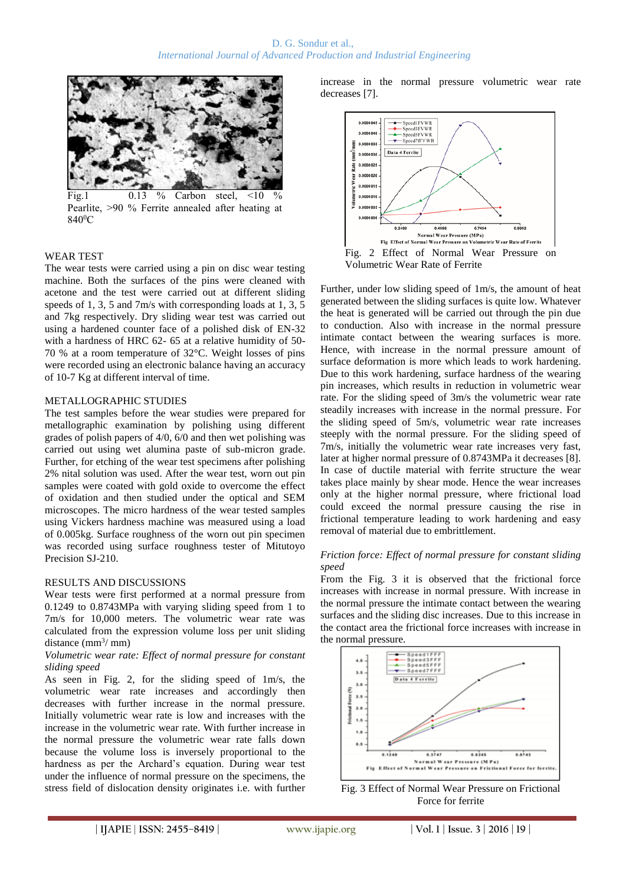Fig.1 0.13 % Carbon steel, <10 % Pearlite, >90 % Ferrite annealed after heating at 840$^0$C

## WEAR TEST

The wear tests were carried using a pin on disc wear testing machine. Both the surfaces of the pins were cleaned with acetone and the test were carried out at different sliding speeds of 1, 3, 5 and 7m/s with corresponding loads at 1, 3, 5 and 7kg respectively. Dry sliding wear test was carried out using a hardened counter face of a polished disk of EN-32 with a hardness of HRC 62- 65 at a relative humidity of 50-70 % at a room temperature of 32°C. Weight losses of pins were recorded using an electronic balance having an accuracy of 10-7 Kg at different interval of time.

## METALLOGRAPHIC STUDIES

The test samples before the wear studies were prepared for metallographic examination by polishing using different grades of polish papers of 4/0, 6/0 and then wet polishing was carried out using wet alumina paste of sub-micron grade. Further, for etching of the wear test specimens after polishing 2% nital solution was used. After the wear test, worn out pin samples were coated with gold oxide to overcome the effect of oxidation and then studied under the optical and SEM microscopes. The micro hardness of the wear tested samples using Vickers hardness machine was measured using a load of 0.005kg. Surface roughness of the worn out pin specimen was recorded using surface roughness tester of Mitutoyo Precision SJ-210.

## RESULTS AND DISCUSSIONS

Wear tests were first performed at a normal pressure from 0.1249 to 0.8743MPa with varying sliding speed from 1 to 7m/s for 10,000 meters. The volumetric wear rate was calculated from the expression volume loss per unit sliding distance (mm$^3$/ mm)

*Volumetric wear rate: Effect of normal pressure for constant sliding speed*

As seen in Fig. 2, for the sliding speed of 1m/s, the volumetric wear rate increases and accordingly then decreases with further increase in the normal pressure. Initially volumetric wear rate is low and increases with the increase in the volumetric wear rate. With further increase in the normal pressure the volumetric wear rate falls down because the volume loss is inversely proportional to the hardness as per the Archard's equation. During wear test under the influence of normal pressure on the specimens, the stress field of dislocation density originates i.e. with further increase in the normal pressure volumetric wear rate decreases [7].

Speed1FVWR
Speed3FVWR
Speed5FVWR
Speed7FVWR
Data 4 Ferrite
Volumetric Wear Rate (mm$^3$/mm)
0.0000045
0.0000044
0.0000035
0.0000034
0.0000025
0.0000026
0.0000015
0.0000016
0.0000005
0.0000006
0.2498
0.4996
0.7494
0.9992
Normal Wear Pressure (MPa)
Fig Effect of Normal Wear Pressure on Volumetric Wear Rate of Ferrite

Fig. 2 Effect of Normal Wear Pressure on Volumetric Wear Rate of Ferrite

Further, under low sliding speed of 1m/s, the amount of heat generated between the sliding surfaces is quite low. Whatever the heat is generated will be carried out through the pin due to conduction. Also with increase in the normal pressure intimate contact between the wearing surfaces is more. Hence, with increase in the normal pressure amount of surface deformation is more which leads to work hardening. Due to this work hardening, surface hardness of the wearing pin increases, which results in reduction in volumetric wear rate. For the sliding speed of 3m/s the volumetric wear rate steadily increases with increase in the normal pressure. For the sliding speed of 5m/s, volumetric wear rate increases steeply with the normal pressure. For the sliding speed of 7m/s, initially the volumetric wear rate increases very fast, later at higher normal pressure of 0.8743MPa it decreases [8]. In case of ductile material with ferrite structure the wear takes place mainly by shear mode. Hence the wear increases only at the higher normal pressure, where frictional load could exceed the normal pressure causing the rise in frictional temperature leading to work hardening and easy removal of material due to embrittlement.

*Friction force: Effect of normal pressure for constant sliding speed*

From the Fig. 3 it is observed that the frictional force increases with increase in normal pressure. With increase in the normal pressure the intimate contact between the wearing surfaces and the sliding disc increases. Due to this increase in the contact area the frictional force increases with increase in the normal pressure.

Speed1FFF
Speed3FFF
Speed5FFF
Speed7FFF
Data 4 Ferrite
Frictional Force (N)
4.0
3.5
3.0
2.5
2.0
1.5
1.0
0.5
0.1249
0.3747
0.6245
0.8743
Normal Wear Pressure (MPa)
Fig Effect of Normal Wear Pressure on Frictional Force for ferrite.

Fig. 3 Effect of Normal Wear Pressure on Frictional Force for ferrite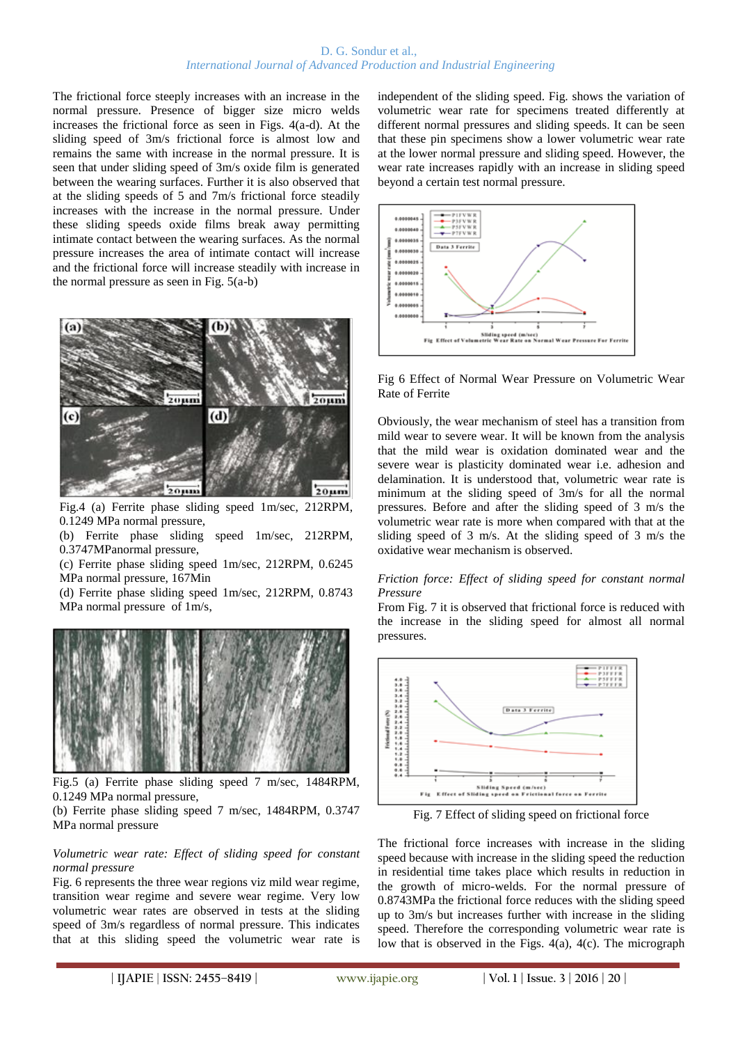The frictional force steeply increases with an increase in the normal pressure. Presence of bigger size micro welds increases the frictional force as seen in Figs. 4(a-d). At the sliding speed of 3m/s frictional force is almost low and remains the same with increase in the normal pressure. It is seen that under sliding speed of 3m/s oxide film is generated between the wearing surfaces. Further it is also observed that at the sliding speeds of 5 and 7m/s frictional force steadily increases with the increase in the normal pressure. Under these sliding speeds oxide films break away permitting intimate contact between the wearing surfaces. As the normal pressure increases the area of intimate contact will increase and the frictional force will increase steadily with increase in the normal pressure as seen in Fig. 5(a-b)

Fig.4 (a) Ferrite phase sliding speed 1m/sec, 212RPM, 0.1249 MPa normal pressure,
(b) Ferrite phase sliding speed 1m/sec, 212RPM, 0.3747MPanormal pressure,
(c) Ferrite phase sliding speed 1m/sec, 212RPM, 0.6245 MPa normal pressure, 167Min
(d) Ferrite phase sliding speed 1m/sec, 212RPM, 0.8743 MPa normal pressure of 1m/s,

Fig.5 (a) Ferrite phase sliding speed 7 m/sec, 1484RPM, 0.1249 MPa normal pressure,
(b) Ferrite phase sliding speed 7 m/sec, 1484RPM, 0.3747 MPa normal pressure

*Volumetric wear rate: Effect of sliding speed for constant normal pressure*

Fig. 6 represents the three wear regions viz mild wear regime, transition wear regime and severe wear regime. Very low volumetric wear rates are observed in tests at the sliding speed of 3m/s regardless of normal pressure. This indicates that at this sliding speed the volumetric wear rate is independent of the sliding speed. Fig. shows the variation of volumetric wear rate for specimens treated differently at different normal pressures and sliding speeds. It can be seen that these pin specimens show a lower volumetric wear rate at the lower normal pressure and sliding speed. However, the wear rate increases rapidly with an increase in sliding speed beyond a certain test normal pressure.

Fig 6 Effect of Normal Wear Pressure on Volumetric Wear Rate of Ferrite

Obviously, the wear mechanism of steel has a transition from mild wear to severe wear. It will be known from the analysis that the mild wear is oxidation dominated wear and the severe wear is plasticity dominated wear i.e. adhesion and delamination. It is understood that, volumetric wear rate is minimum at the sliding speed of 3m/s for all the normal pressures. Before and after the sliding speed of 3 m/s the volumetric wear rate is more when compared with that at the sliding speed of 3 m/s. At the sliding speed of 3 m/s the oxidative wear mechanism is observed.

*Friction force: Effect of sliding speed for constant normal Pressure*

From Fig. 7 it is observed that frictional force is reduced with the increase in the sliding speed for almost all normal pressures.

Fig. 7 Effect of sliding speed on frictional force

The frictional force increases with increase in the sliding speed because with increase in the sliding speed the reduction in residential time takes place which results in reduction in the growth of micro-welds. For the normal pressure of 0.8743MPa the frictional force reduces with the sliding speed up to 3m/s but increases further with increase in the sliding speed. Therefore the corresponding volumetric wear rate is low that is observed in the Figs. 4(a), 4(c). The micrograph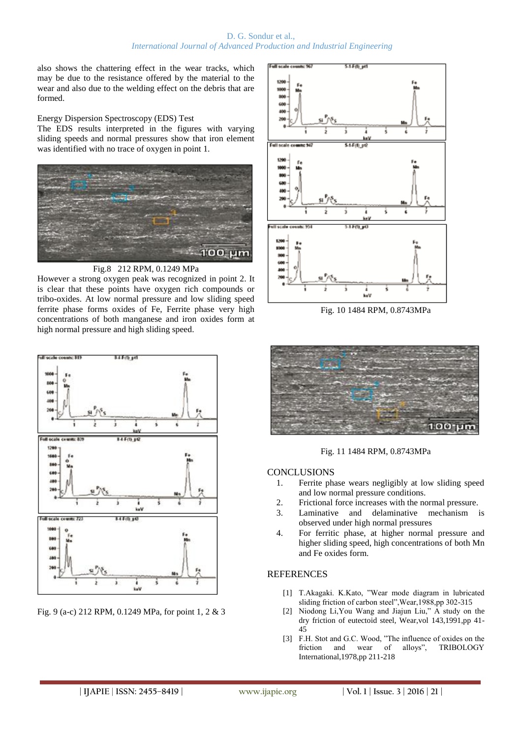also shows the chattering effect in the wear tracks, which may be due to the resistance offered by the material to the wear and also due to the welding effect on the debris that are formed.

Energy Dispersion Spectroscopy (EDS) Test

The EDS results interpreted in the figures with varying sliding speeds and normal pressures show that iron element was identified with no trace of oxygen in point 1.

Fig.8 212 RPM, 0.1249 MPa

However a strong oxygen peak was recognized in point 2. It is clear that these points have oxygen rich compounds or tribo-oxides. At low normal pressure and low sliding speed ferrite phase forms oxides of Fe, Ferrite phase very high concentrations of both manganese and iron oxides form at high normal pressure and high sliding speed.

Fig. 9 (a-c) 212 RPM, 0.1249 MPa, for point 1, 2 & 3

Fig. 10 1484 RPM, 0.8743MPa

Fig. 11 1484 RPM, 0.8743MPa

## CONCLUSIONS

1. Ferrite phase wears negligibly at low sliding speed and low normal pressure conditions.
2. Frictional force increases with the normal pressure.
3. Laminative and delaminative mechanism is observed under high normal pressures
4. For ferritic phase, at higher normal pressure and higher sliding speed, high concentrations of both Mn and Fe oxides form.

## REFERENCES

[1] T.Akagaki. K.Kato, "Wear mode diagram in lubricated sliding friction of carbon steel",Wear,1988,pp 302-315

[2] Niodong Li,You Wang and Jiajun Liu," A study on the dry friction of eutectoid steel, Wear,vol 143,1991,pp 41-45

[3] F.H. Stot and G.C. Wood, "The influence of oxides on the friction and wear of alloys", TRIBOLOGY International,1978,pp 211-218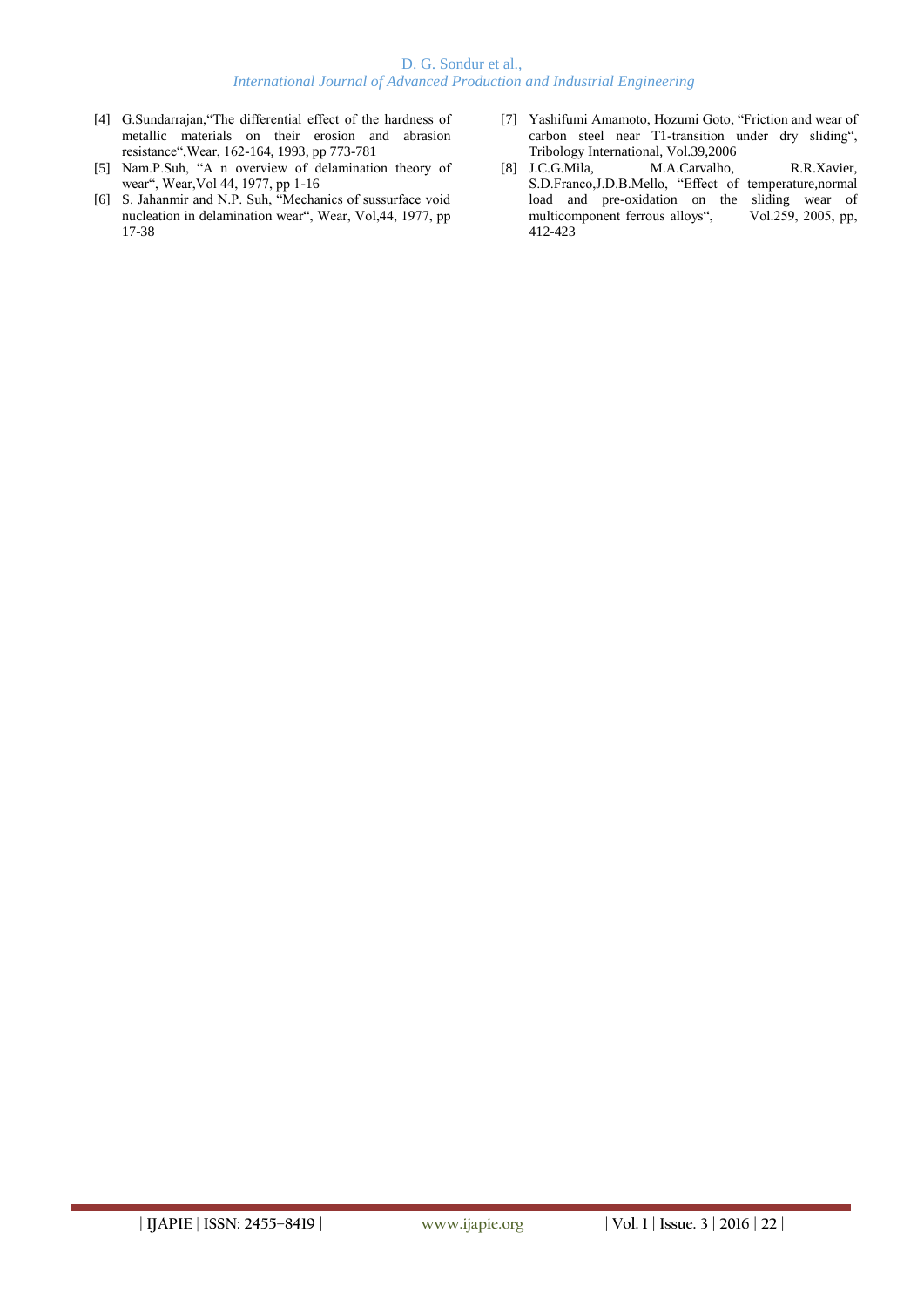[4] G.Sundarrajan,"The differential effect of the hardness of metallic materials on their erosion and abrasion resistance",Wear, 162-164, 1993, pp 773-781

[5] Nam.P.Suh, "A n overview of delamination theory of wear", Wear,Vol 44, 1977, pp 1-16

[6] S. Jahanmir and N.P. Suh, "Mechanics of sussurface void nucleation in delamination wear", Wear, Vol,44, 1977, pp 17-38

[7] Yashifumi Amamoto, Hozumi Goto, "Friction and wear of carbon steel near T1-transition under dry sliding", Tribology International, Vol.39,2006

[8] J.C.G.Mila, M.A.Carvalho, R.R.Xavier, S.D.Franco,J.D.B.Mello, "Effect of temperature,normal load and pre-oxidation on the sliding wear of multicomponent ferrous alloys", Vol.259, 2005, pp, 412-423